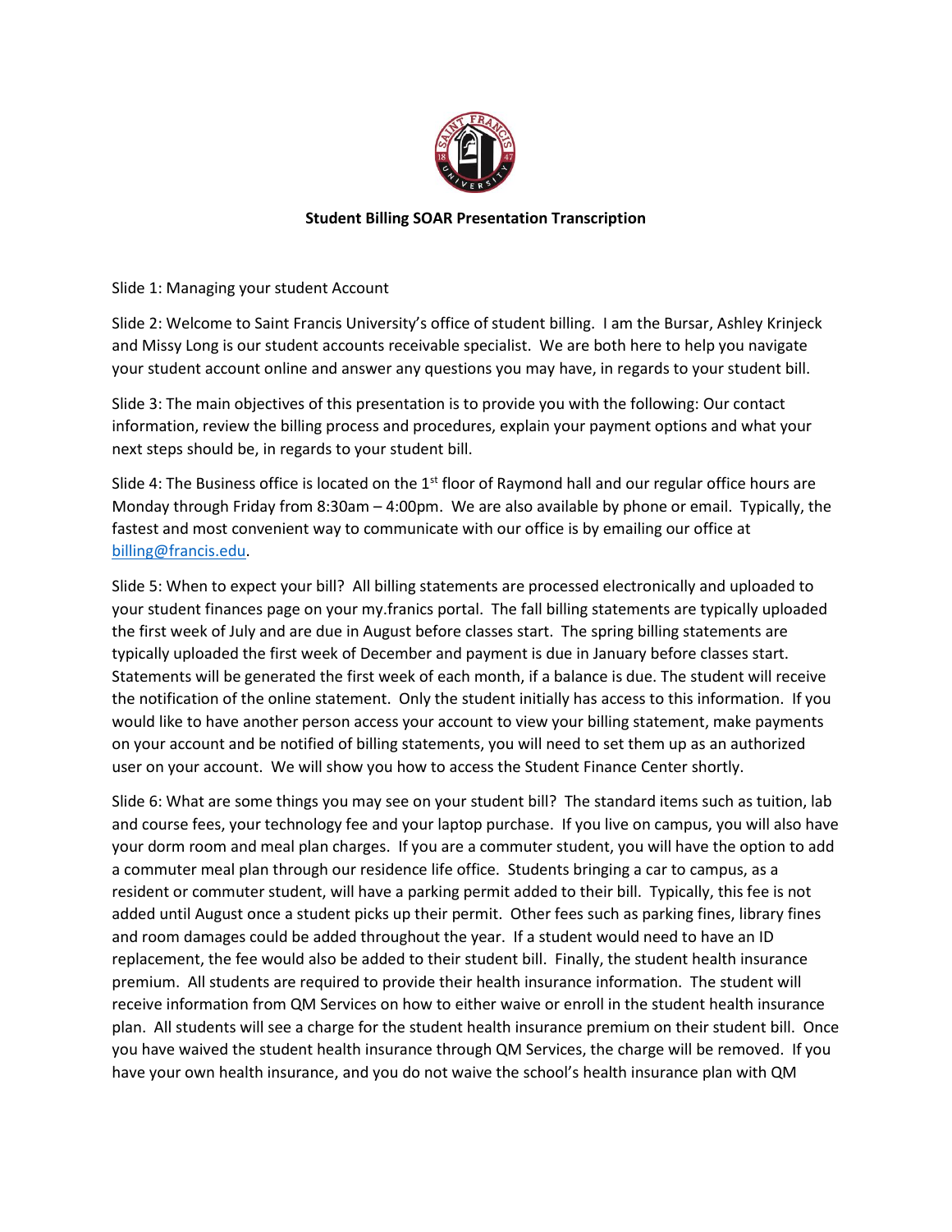**Student Billing SOAR Presentation Transcription**

Slide 1: Managing your student Account

Slide 2: Welcome to Saint Francis University's office of student billing. I am the Bursar, Ashley Krinjeck and Missy Long is our student accounts receivable specialist. We are both here to help you navigate your student account online and answer any questions you may have, in regards to your student bill.

Slide 3: The main objectives of this presentation is to provide you with the following: Our contact information, review the billing process and procedures, explain your payment options and what your next steps should be, in regards to your student bill.

Slide 4: The Business office is located on the 1st floor of Raymond hall and our regular office hours are Monday through Friday from 8:30am – 4:00pm. We are also available by phone or email. Typically, the fastest and most convenient way to communicate with our office is by emailing our office at billing@francis.edu.

Slide 5: When to expect your bill? All billing statements are processed electronically and uploaded to your student finances page on your my.franics portal. The fall billing statements are typically uploaded the first week of July and are due in August before classes start. The spring billing statements are typically uploaded the first week of December and payment is due in January before classes start. Statements will be generated the first week of each month, if a balance is due. The student will receive the notification of the online statement. Only the student initially has access to this information. If you would like to have another person access your account to view your billing statement, make payments on your account and be notified of billing statements, you will need to set them up as an authorized user on your account. We will show you how to access the Student Finance Center shortly.

Slide 6: What are some things you may see on your student bill? The standard items such as tuition, lab and course fees, your technology fee and your laptop purchase. If you live on campus, you will also have your dorm room and meal plan charges. If you are a commuter student, you will have the option to add a commuter meal plan through our residence life office. Students bringing a car to campus, as a resident or commuter student, will have a parking permit added to their bill. Typically, this fee is not added until August once a student picks up their permit. Other fees such as parking fines, library fines and room damages could be added throughout the year. If a student would need to have an ID replacement, the fee would also be added to their student bill. Finally, the student health insurance premium. All students are required to provide their health insurance information. The student will receive information from QM Services on how to either waive or enroll in the student health insurance plan. All students will see a charge for the student health insurance premium on their student bill. Once you have waived the student health insurance through QM Services, the charge will be removed. If you have your own health insurance, and you do not waive the school's health insurance plan with QM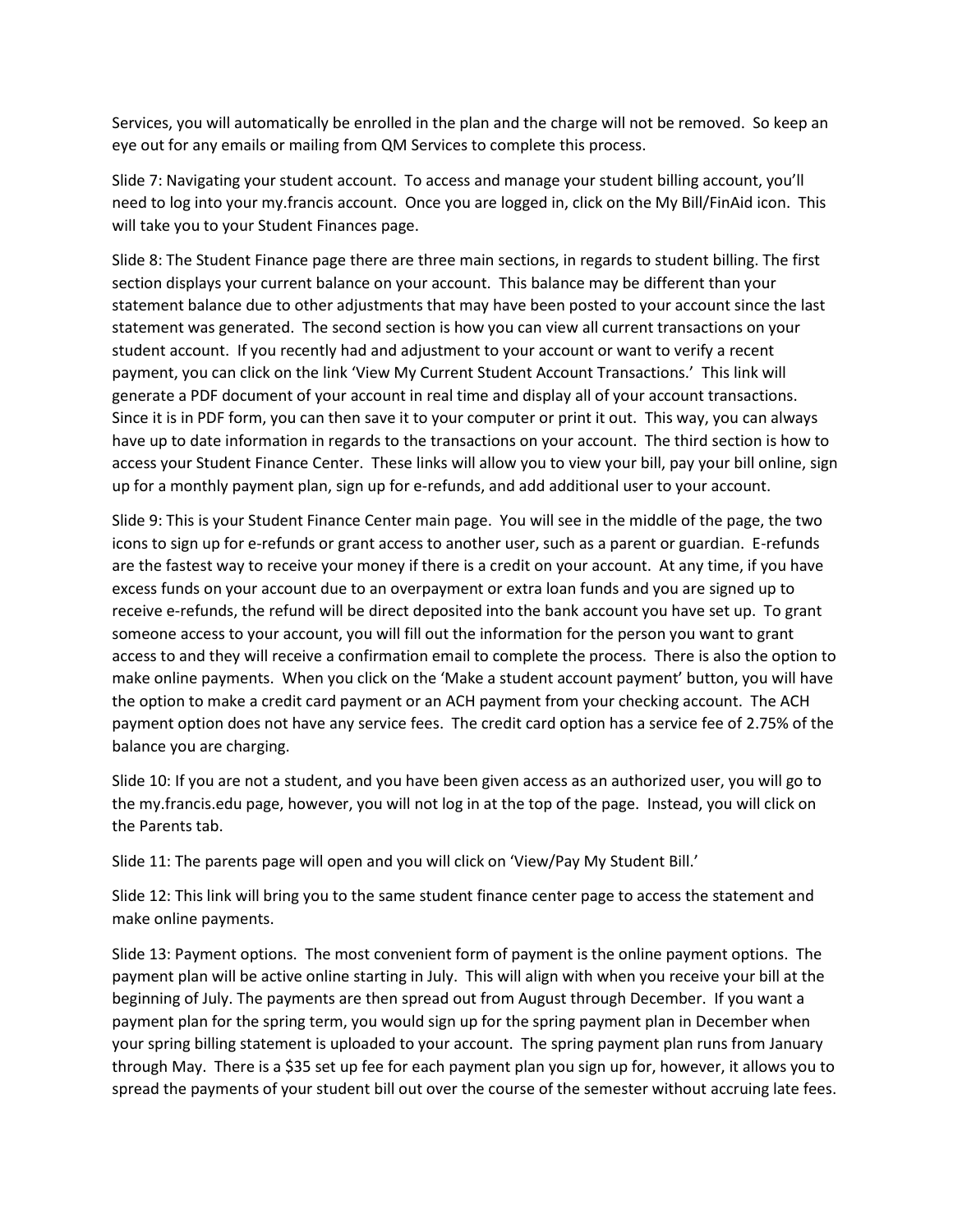Services, you will automatically be enrolled in the plan and the charge will not be removed. So keep an eye out for any emails or mailing from QM Services to complete this process.

Slide 7: Navigating your student account. To access and manage your student billing account, you'll need to log into your my.francis account. Once you are logged in, click on the My Bill/FinAid icon. This will take you to your Student Finances page.

Slide 8: The Student Finance page there are three main sections, in regards to student billing. The first section displays your current balance on your account. This balance may be different than your statement balance due to other adjustments that may have been posted to your account since the last statement was generated. The second section is how you can view all current transactions on your student account. If you recently had and adjustment to your account or want to verify a recent payment, you can click on the link 'View My Current Student Account Transactions.' This link will generate a PDF document of your account in real time and display all of your account transactions. Since it is in PDF form, you can then save it to your computer or print it out. This way, you can always have up to date information in regards to the transactions on your account. The third section is how to access your Student Finance Center. These links will allow you to view your bill, pay your bill online, sign up for a monthly payment plan, sign up for e-refunds, and add additional user to your account.

Slide 9: This is your Student Finance Center main page. You will see in the middle of the page, the two icons to sign up for e-refunds or grant access to another user, such as a parent or guardian. E-refunds are the fastest way to receive your money if there is a credit on your account. At any time, if you have excess funds on your account due to an overpayment or extra loan funds and you are signed up to receive e-refunds, the refund will be direct deposited into the bank account you have set up. To grant someone access to your account, you will fill out the information for the person you want to grant access to and they will receive a confirmation email to complete the process. There is also the option to make online payments. When you click on the 'Make a student account payment' button, you will have the option to make a credit card payment or an ACH payment from your checking account. The ACH payment option does not have any service fees. The credit card option has a service fee of 2.75% of the balance you are charging.

Slide 10: If you are not a student, and you have been given access as an authorized user, you will go to the my.francis.edu page, however, you will not log in at the top of the page. Instead, you will click on the Parents tab.

Slide 11: The parents page will open and you will click on 'View/Pay My Student Bill.'

Slide 12: This link will bring you to the same student finance center page to access the statement and make online payments.

Slide 13: Payment options. The most convenient form of payment is the online payment options. The payment plan will be active online starting in July. This will align with when you receive your bill at the beginning of July. The payments are then spread out from August through December. If you want a payment plan for the spring term, you would sign up for the spring payment plan in December when your spring billing statement is uploaded to your account. The spring payment plan runs from January through May. There is a $35 set up fee for each payment plan you sign up for, however, it allows you to spread the payments of your student bill out over the course of the semester without accruing late fees.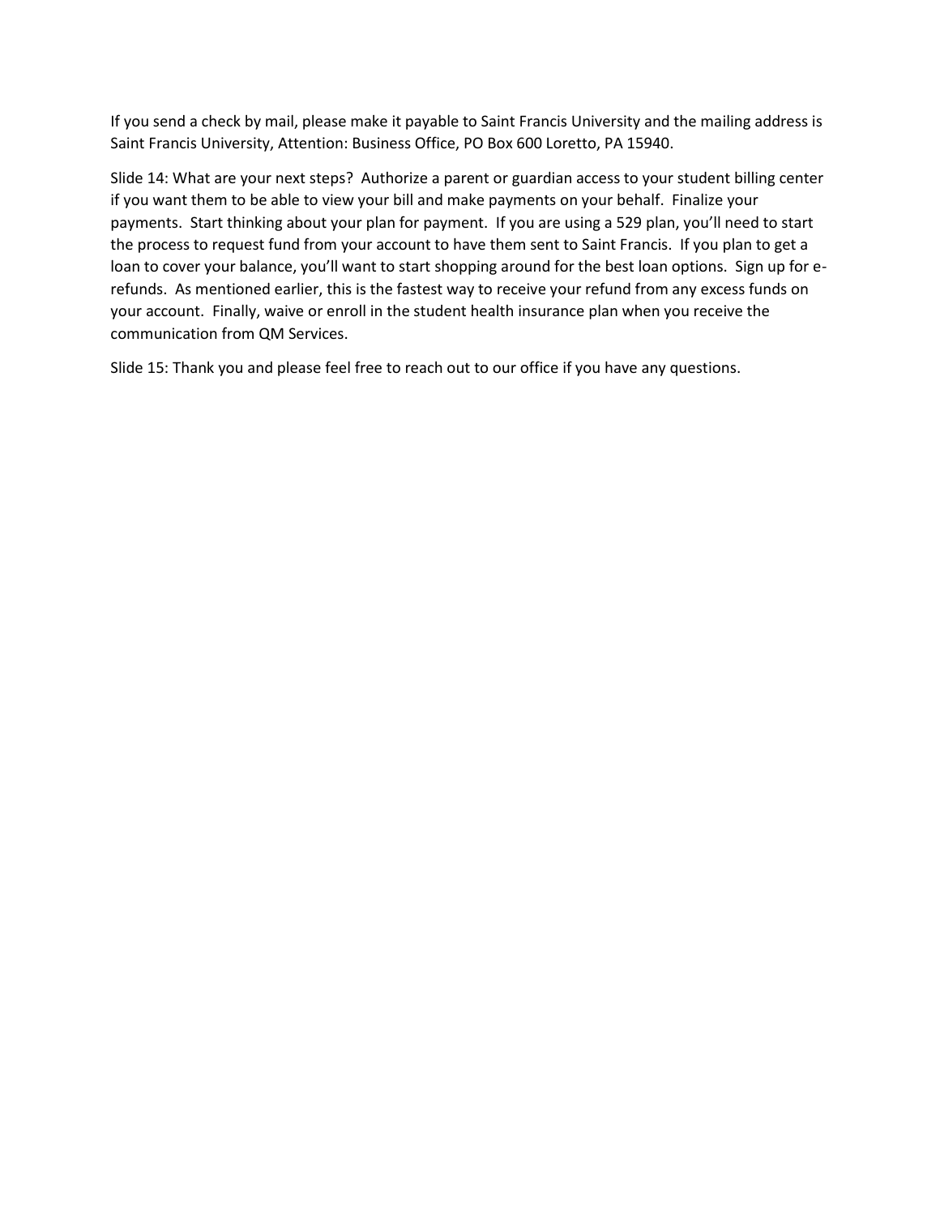If you send a check by mail, please make it payable to Saint Francis University and the mailing address is Saint Francis University, Attention: Business Office, PO Box 600 Loretto, PA 15940.

Slide 14: What are your next steps? Authorize a parent or guardian access to your student billing center if you want them to be able to view your bill and make payments on your behalf. Finalize your payments. Start thinking about your plan for payment. If you are using a 529 plan, you'll need to start the process to request fund from your account to have them sent to Saint Francis. If you plan to get a loan to cover your balance, you'll want to start shopping around for the best loan options. Sign up for e-refunds. As mentioned earlier, this is the fastest way to receive your refund from any excess funds on your account. Finally, waive or enroll in the student health insurance plan when you receive the communication from QM Services.

Slide 15: Thank you and please feel free to reach out to our office if you have any questions.